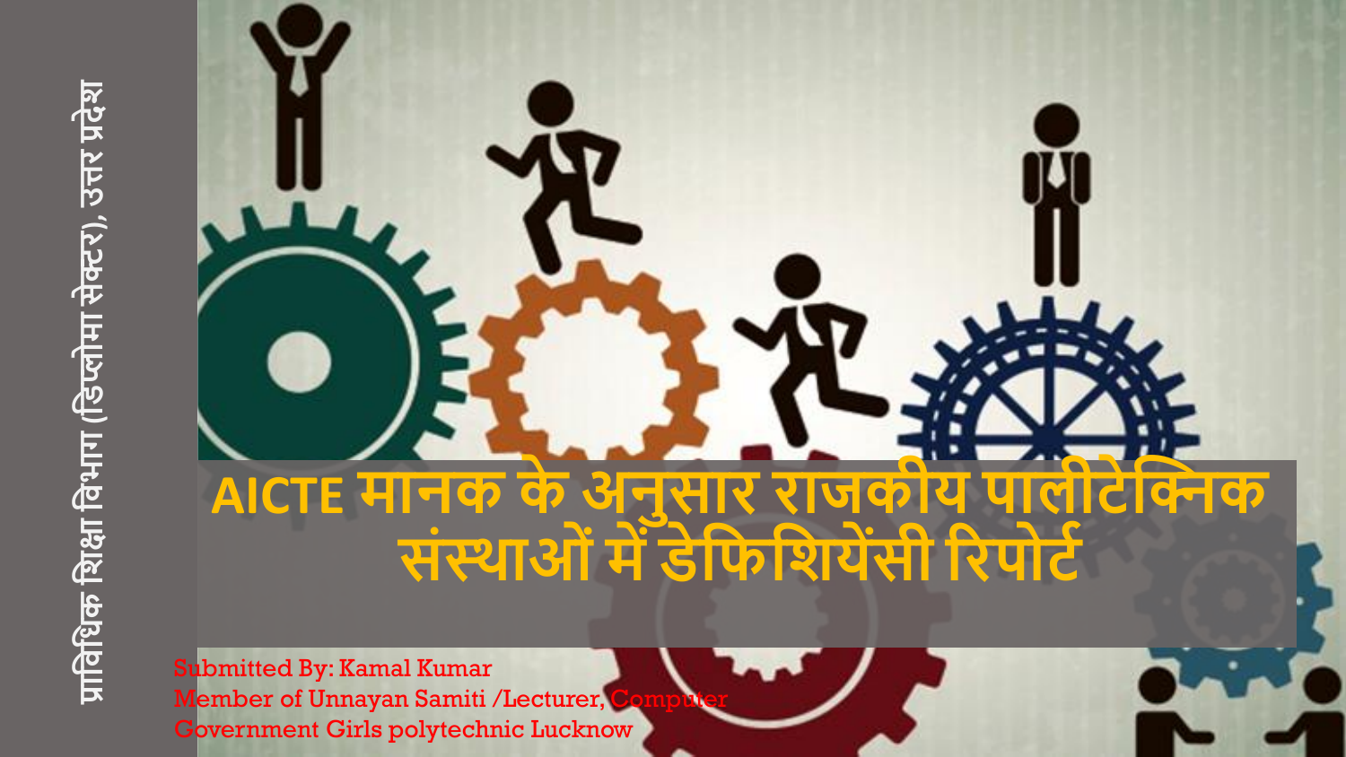प्राविधिक शिक्षा विभाग (डिप्लोमा सेक्टर), उत्तर प्रदेश

# AICTE मानक के अनुसार राजकीय पालीटेक्निक संस्थाओं में डेफिशियेंसी रिपोर्ट

Submitted By: Kamal Kumar
Member of Unnayan Samiti /Lecturer, Computer
Government Girls polytechnic Lucknow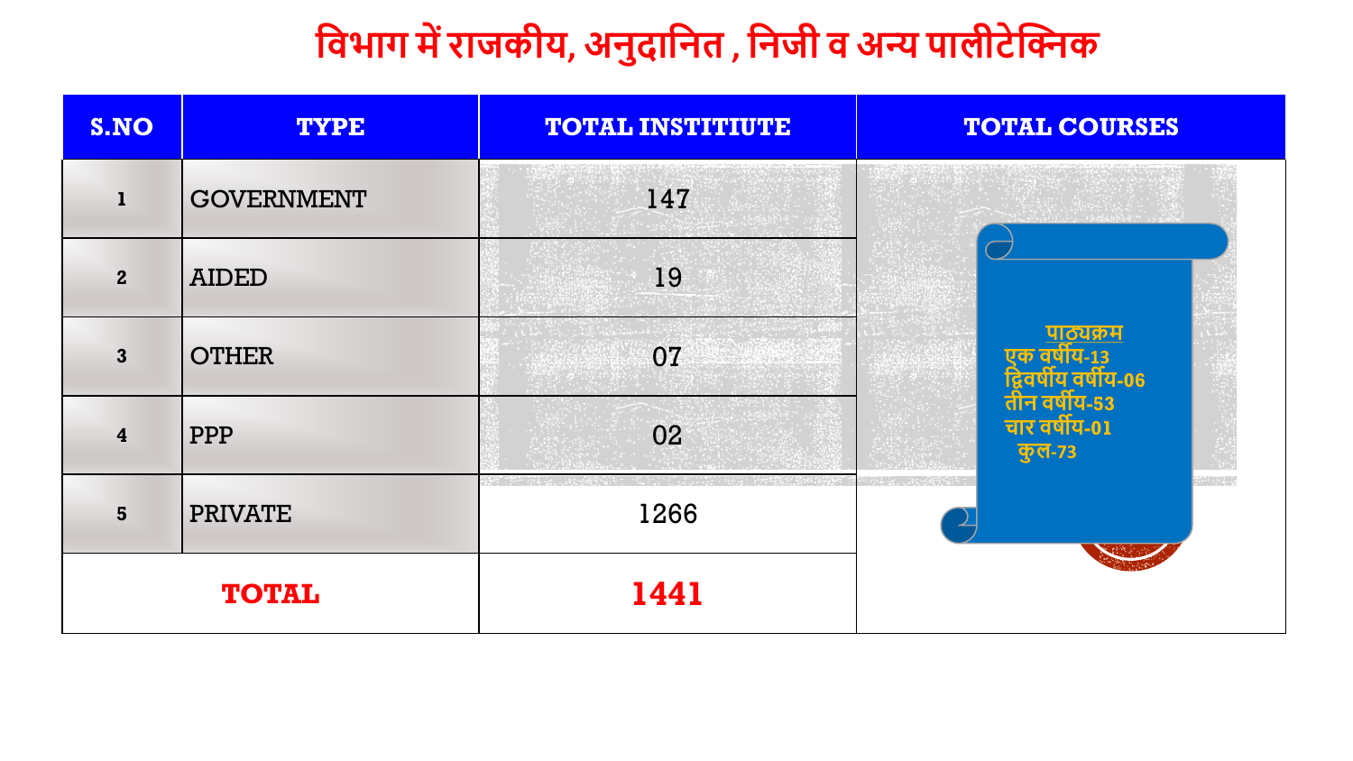# विभाग में राजकीय, अनुदानित , निजी व अन्य पालीटेक्निक

| S.NO | TYPE | TOTAL INSTITIUTE | TOTAL COURSES |
|---|---|---|---|
| 1 | GOVERNMENT | 147 | पाठ्यक्रम<br>एक वर्षीय-13<br>द्विवर्षीय वर्षीय-06<br>तीन वर्षीय-53<br>चार वर्षीय-01<br>कुल-73 |
| 2 | AIDED | 19 | |
| 3 | OTHER | 07 | |
| 4 | PPP | 02 | |
| 5 | PRIVATE | 1266 | |
| **TOTAL** | | **1441** | |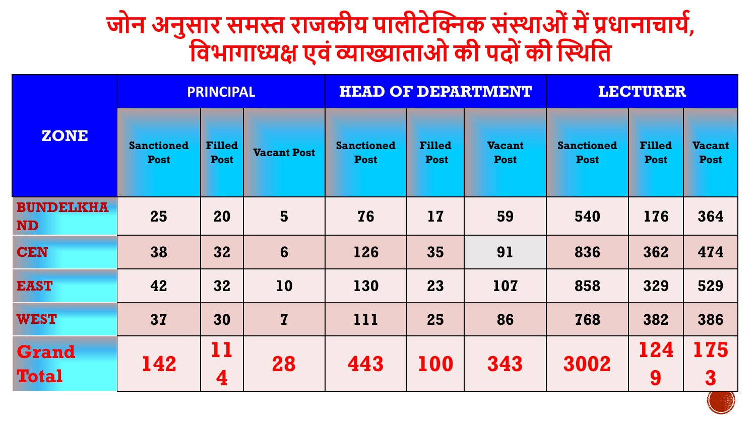# जोन अनुसार समस्त राजकीय पालीटेक्निक संस्थाओं में प्रधानाचार्य, विभागाध्यक्ष एवं व्याख्याताओ की पदों की स्थिति

| ZONE | PRINCIPAL | | | HEAD OF DEPARTMENT | | | LECTURER | | |
|---|---|---|---|---|---|---|---|---|---|
| | Sanctioned Post | Filled Post | Vacant Post | Sanctioned Post | Filled Post | Vacant Post | Sanctioned Post | Filled Post | Vacant Post |
| BUNDELKHAND | 25 | 20 | 5 | 76 | 17 | 59 | 540 | 176 | 364 |
| CEN | 38 | 32 | 6 | 126 | 35 | 91 | 836 | 362 | 474 |
| EAST | 42 | 32 | 10 | 130 | 23 | 107 | 858 | 329 | 529 |
| WEST | 37 | 30 | 7 | 111 | 25 | 86 | 768 | 382 | 386 |
| **Grand Total** | **142** | **114** | **28** | **443** | **100** | **343** | **3002** | **1249** | **1753** |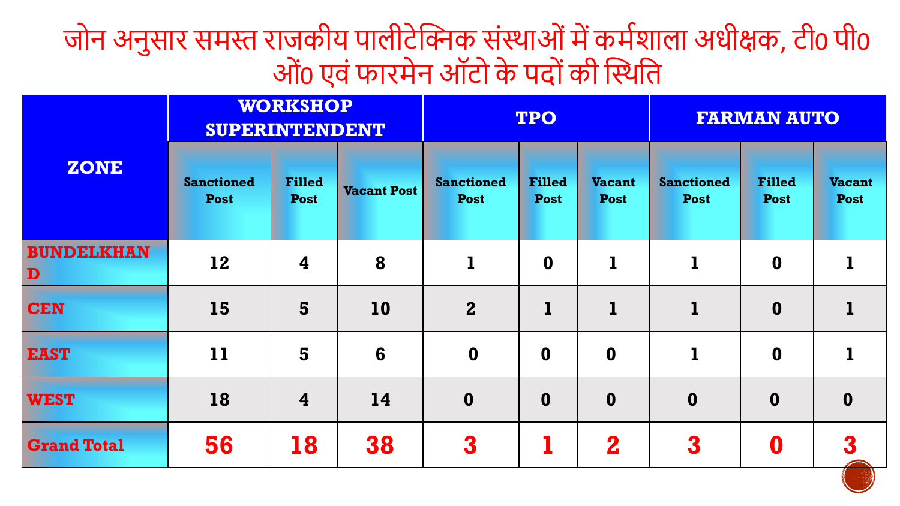# जोन अनुसार समस्त राजकीय पालीटेक्निक संस्थाओं में कर्मशाला अधीक्षक, टी0 पी0 ओं0 एवं फारमेन ऑटो के पदों की स्थिति

| ZONE | WORKSHOP SUPERINTENDENT | | | TPO | | | FARMAN AUTO | | |
|---|---|---|---|---|---|---|---|---|---|
| | Sanctioned Post | Filled Post | Vacant Post | Sanctioned Post | Filled Post | Vacant Post | Sanctioned Post | Filled Post | Vacant Post |
| BUNDELKHAND | 12 | 4 | 8 | 1 | 0 | 1 | 1 | 0 | 1 |
| CEN | 15 | 5 | 10 | 2 | 1 | 1 | 1 | 0 | 1 |
| EAST | 11 | 5 | 6 | 0 | 0 | 0 | 1 | 0 | 1 |
| WEST | 18 | 4 | 14 | 0 | 0 | 0 | 0 | 0 | 0 |
| Grand Total | 56 | 18 | 38 | 3 | 1 | 2 | 3 | 0 | 3 |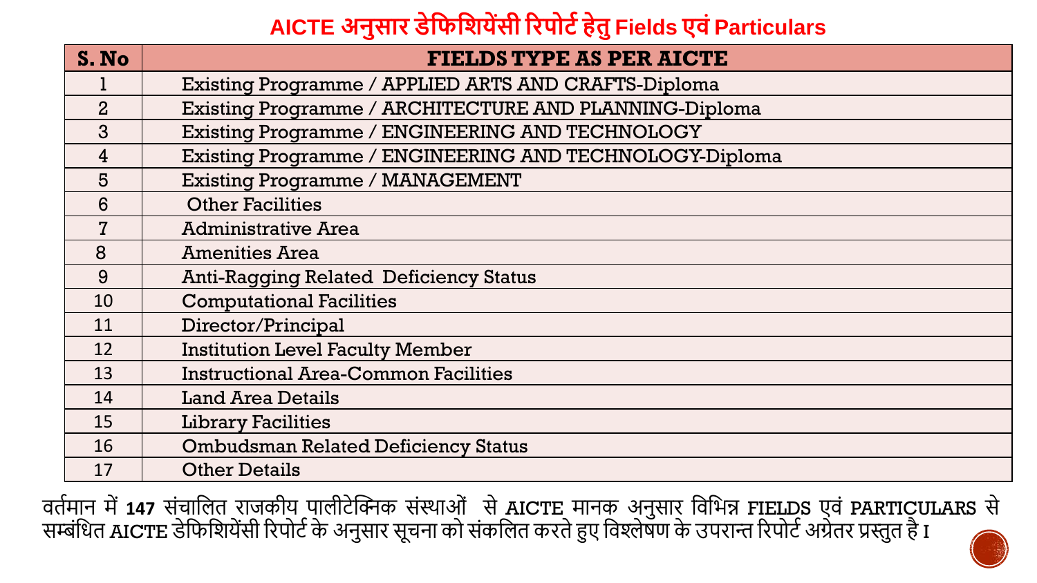# AICTE अनुसार डेफिशियेंसी रिपोर्ट हेतु Fields एवं Particulars

| S. No | FIELDS TYPE AS PER AICTE |
|---|---|
| 1 | Existing Programme / APPLIED ARTS AND CRAFTS-Diploma |
| 2 | Existing Programme / ARCHITECTURE AND PLANNING-Diploma |
| 3 | Existing Programme / ENGINEERING AND TECHNOLOGY |
| 4 | Existing Programme / ENGINEERING AND TECHNOLOGY-Diploma |
| 5 | Existing Programme / MANAGEMENT |
| 6 | Other Facilities |
| 7 | Administrative Area |
| 8 | Amenities Area |
| 9 | Anti-Ragging Related Deficiency Status |
| 10 | Computational Facilities |
| 11 | Director/Principal |
| 12 | Institution Level Faculty Member |
| 13 | Instructional Area-Common Facilities |
| 14 | Land Area Details |
| 15 | Library Facilities |
| 16 | Ombudsman Related Deficiency Status |
| 17 | Other Details |

वर्तमान में **147** संचालित राजकीय पालीटेक्निक संस्थाओं से AICTE मानक अनुसार विभिन्न FIELDS एवं PARTICULARS से सम्बंधित AICTE डेफिशियेंसी रिपोर्ट के अनुसार सूचना को संकलित करते हुए विश्लेषण के उपरान्त रिपोर्ट अग्रेतर प्रस्तुत है I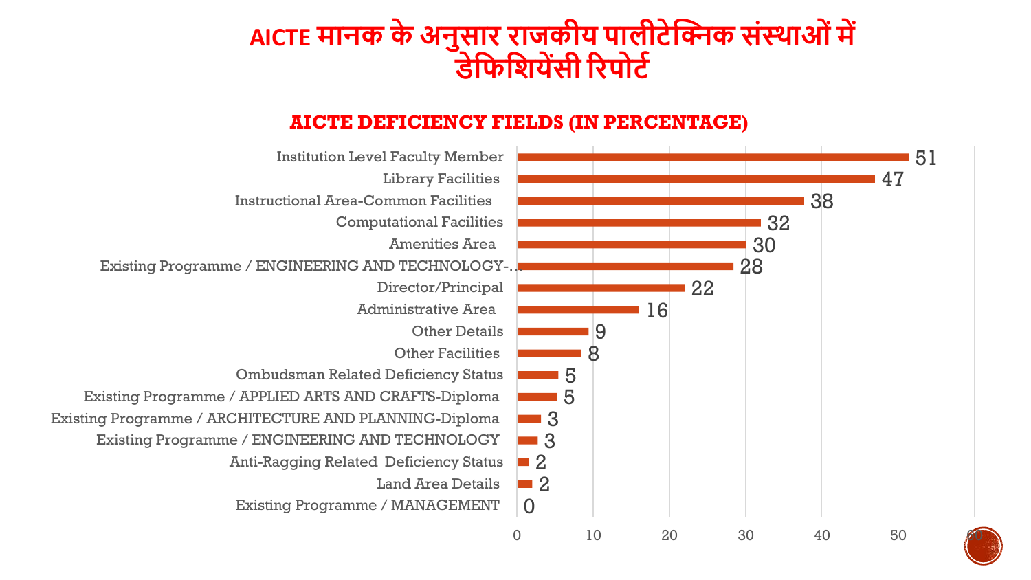# AICTE मानक के अनुसार राजकीय पालीटेक्निक संस्थाओं में डेफिशियेंसी रिपोर्ट

## AICTE DEFICIENCY FIELDS (IN PERCENTAGE)

| Field | Percentage |
| --- | --- |
| Institution Level Faculty Member | 51 |
| Library Facilities | 47 |
| Instructional Area-Common Facilities | 38 |
| Computational Facilities | 32 |
| Amenities Area | 30 |
| Existing Programme / ENGINEERING AND TECHNOLOGY-... | 28 |
| Director/Principal | 22 |
| Administrative Area | 16 |
| Other Details | 9 |
| Other Facilities | 8 |
| Ombudsman Related Deficiency Status | 5 |
| Existing Programme / APPLIED ARTS AND CRAFTS-Diploma | 5 |
| Existing Programme / ARCHITECTURE AND PLANNING-Diploma | 3 |
| Existing Programme / ENGINEERING AND TECHNOLOGY | 3 |
| Anti-Ragging Related Deficiency Status | 2 |
| Land Area Details | 2 |
| Existing Programme / MANAGEMENT | 0 |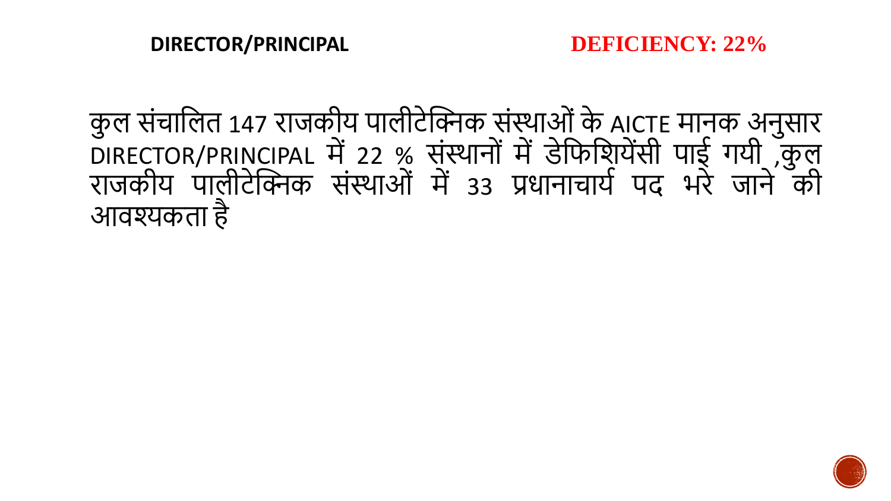**DIRECTOR/PRINCIPAL** **DEFICIENCY: 22%**

कुल संचालित 147 राजकीय पालीटेक्निक संस्थाओं के AICTE मानक अनुसार DIRECTOR/PRINCIPAL में 22 % संस्थानों में डेफिशियेंसी पाई गयी ,कुल राजकीय पालीटेक्निक संस्थाओं में 33 प्रधानाचार्य पद भरे जाने की आवश्यकता है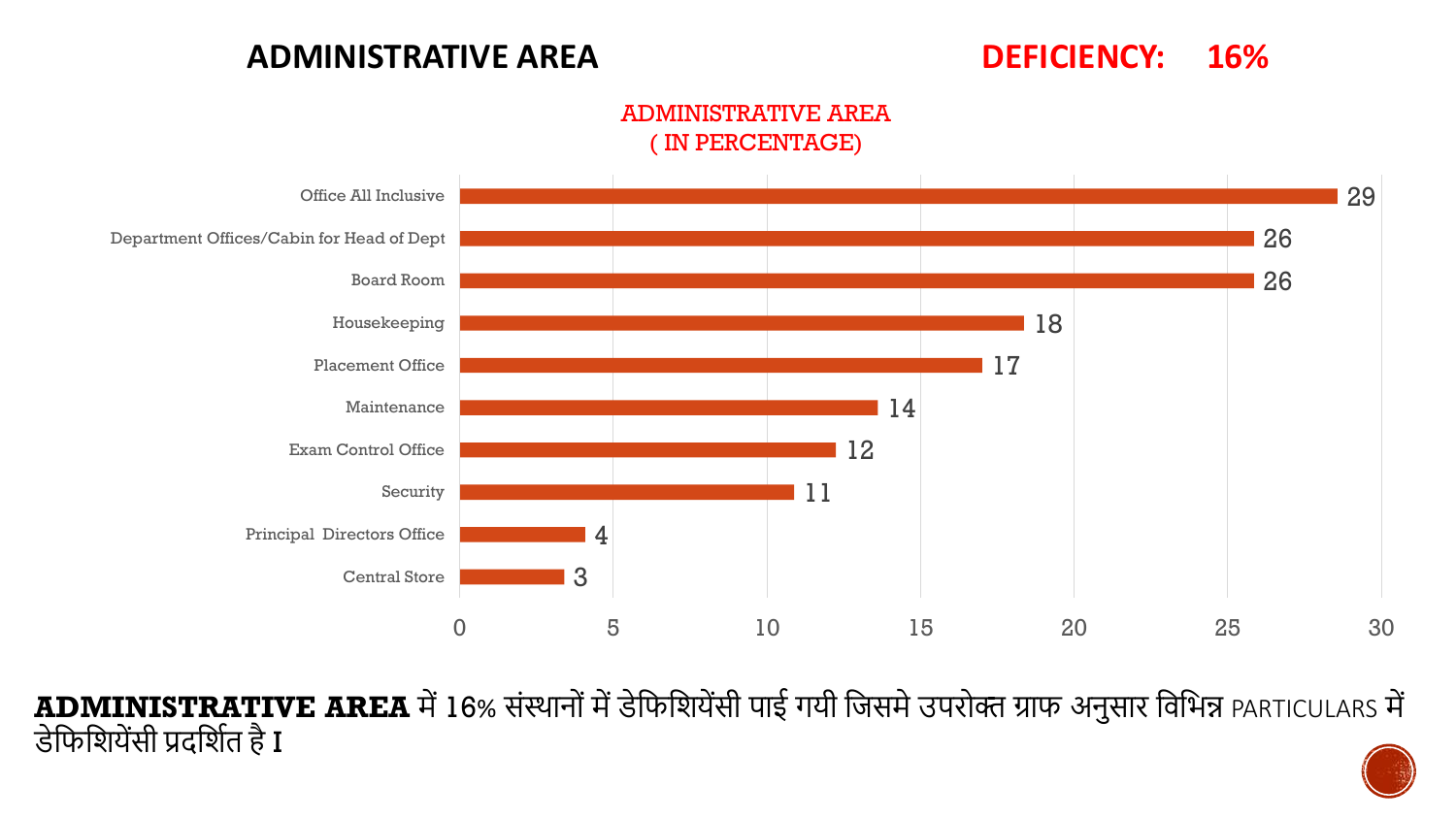## ADMINISTRATIVE AREA

**DEFICIENCY: 16%**

ADMINISTRATIVE AREA
( IN PERCENTAGE)

| Particular | Percentage |
|---|---|
| Office All Inclusive | 29 |
| Department Offices/Cabin for Head of Dept | 26 |
| Board Room | 26 |
| Housekeeping | 18 |
| Placement Office | 17 |
| Maintenance | 14 |
| Exam Control Office | 12 |
| Security | 11 |
| Principal Directors Office | 4 |
| Central Store | 3 |

**ADMINISTRATIVE AREA** में 16% संस्थानों में डेफिशियेंसी पाई गयी जिसमे उपरोक्त ग्राफ अनुसार विभिन्न PARTICULARS में डेफिशियेंसी प्रदर्शित है I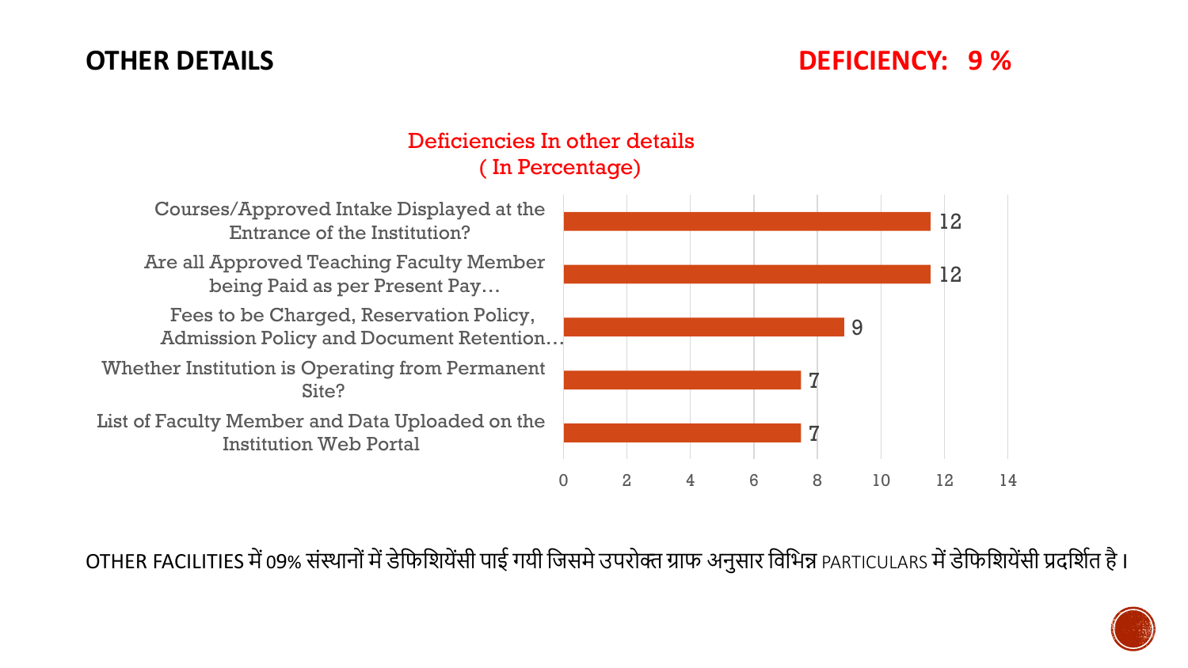## OTHER DETAILS

**DEFICIENCY: 9 %**

**Deficiencies In other details ( In Percentage)**

| Particular | Deficiency (%) |
|---|---|
| Courses/Approved Intake Displayed at the Entrance of the Institution? | 12 |
| Are all Approved Teaching Faculty Member being Paid as per Present Pay… | 12 |
| Fees to be Charged, Reservation Policy, Admission Policy and Document Retention… | 9 |
| Whether Institution is Operating from Permanent Site? | 7 |
| List of Faculty Member and Data Uploaded on the Institution Web Portal | 7 |

OTHER FACILITIES में 09% संस्थानों में डेफिशियेंसी पाई गयी जिसमे उपरोक्त ग्राफ अनुसार विभिन्न PARTICULARS में डेफिशियेंसी प्रदर्शित है ।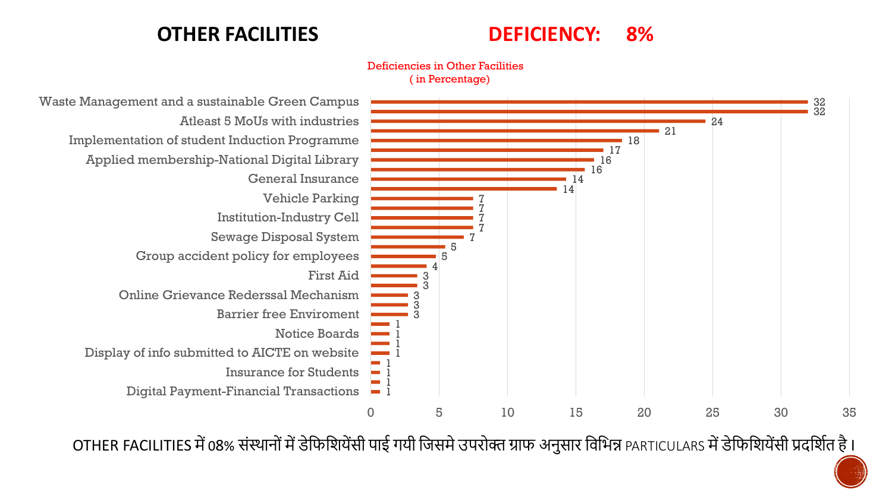## OTHER FACILITIES

## DEFICIENCY: 8%

**Deficiencies in Other Facilities ( in Percentage)**

| Facility | Deficiency (%) |
|---|---|
| Waste Management and a sustainable Green Campus | 32 |
| | 32 |
| Atleast 5 MoUs with industries | 24 |
| | 21 |
| Implementation of student Induction Programme | 18 |
| | 17 |
| Applied membership-National Digital Library | 16 |
| | 16 |
| General Insurance | 14 |
| | 14 |
| Vehicle Parking | 7 |
| | 7 |
| Institution-Industry Cell | 7 |
| | 7 |
| Sewage Disposal System | 7 |
| | 5 |
| Group accident policy for employees | 5 |
| | 4 |
| First Aid | 3 |
| | 3 |
| Online Grievance Rederssal Mechanism | 3 |
| | 3 |
| Barrier free Enviroment | 3 |
| | 1 |
| Notice Boards | 1 |
| | 1 |
| Display of info submitted to AICTE on website | 1 |
| | 1 |
| Insurance for Students | 1 |
| | 1 |
| Digital Payment-Financial Transactions | 1 |

OTHER FACILITIES में 08% संस्थानों में डेफिशियेंसी पाई गयी जिसमे उपरोक्त ग्राफ अनुसार विभिन्न PARTICULARS में डेफिशियेंसी प्रदर्शित है।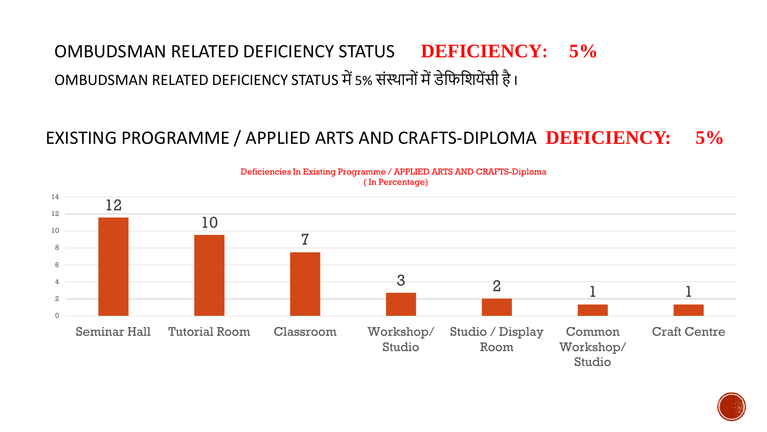## OMBUDSMAN RELATED DEFICIENCY STATUS **DEFICIENCY: 5%**

OMBUDSMAN RELATED DEFICIENCY STATUS में 5% संस्थानों में डेफिशियेंसी है।

## EXISTING PROGRAMME / APPLIED ARTS AND CRAFTS-DIPLOMA **DEFICIENCY: 5%**

Deficiencies In Existing Programme / APPLIED ARTS AND CRAFTS-Diploma ( In Percentage)

| Category | Percentage |
| --- | --- |
| Seminar Hall | 12 |
| Tutorial Room | 10 |
| Classroom | 7 |
| Workshop/ Studio | 3 |
| Studio / Display Room | 2 |
| Common Workshop/ Studio | 1 |
| Craft Centre | 1 |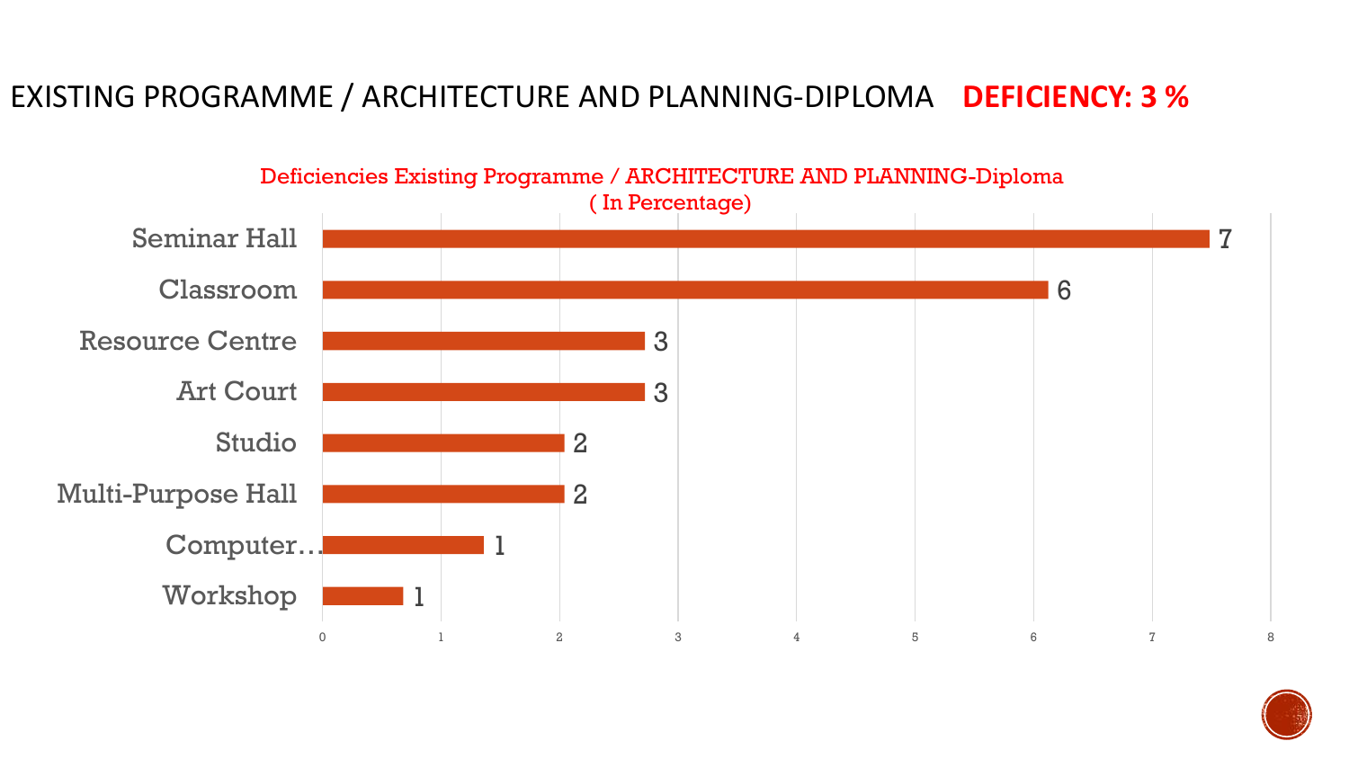# EXISTING PROGRAMME / ARCHITECTURE AND PLANNING-DIPLOMA **DEFICIENCY: 3 %**

Deficiencies Existing Programme / ARCHITECTURE AND PLANNING-Diploma
( In Percentage)

| Facility | Deficiency (%) |
| --- | --- |
| Seminar Hall | 7 |
| Classroom | 6 |
| Resource Centre | 3 |
| Art Court | 3 |
| Studio | 2 |
| Multi-Purpose Hall | 2 |
| Computer… | 1 |
| Workshop | 1 |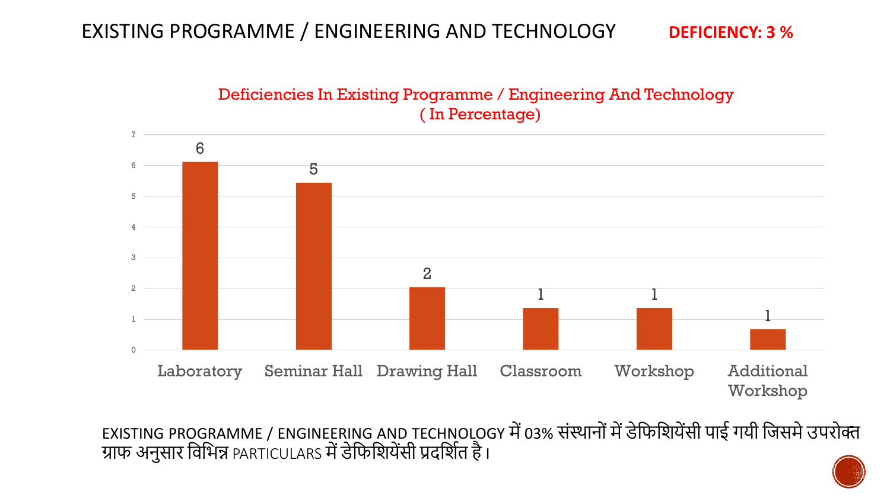# EXISTING PROGRAMME / ENGINEERING AND TECHNOLOGY

**DEFICIENCY: 3 %**

**Deficiencies In Existing Programme / Engineering And Technology ( In Percentage)**

| Particular | Deficiency (%) |
|---|---|
| Laboratory | 6 |
| Seminar Hall | 5 |
| Drawing Hall | 2 |
| Classroom | 1 |
| Workshop | 1 |
| Additional Workshop | 1 |

EXISTING PROGRAMME / ENGINEERING AND TECHNOLOGY में 03% संस्थानों में डेफिशियेंसी पाई गयी जिसमे उपरोक्त ग्राफ अनुसार विभिन्न PARTICULARS में डेफिशियेंसी प्रदर्शित है।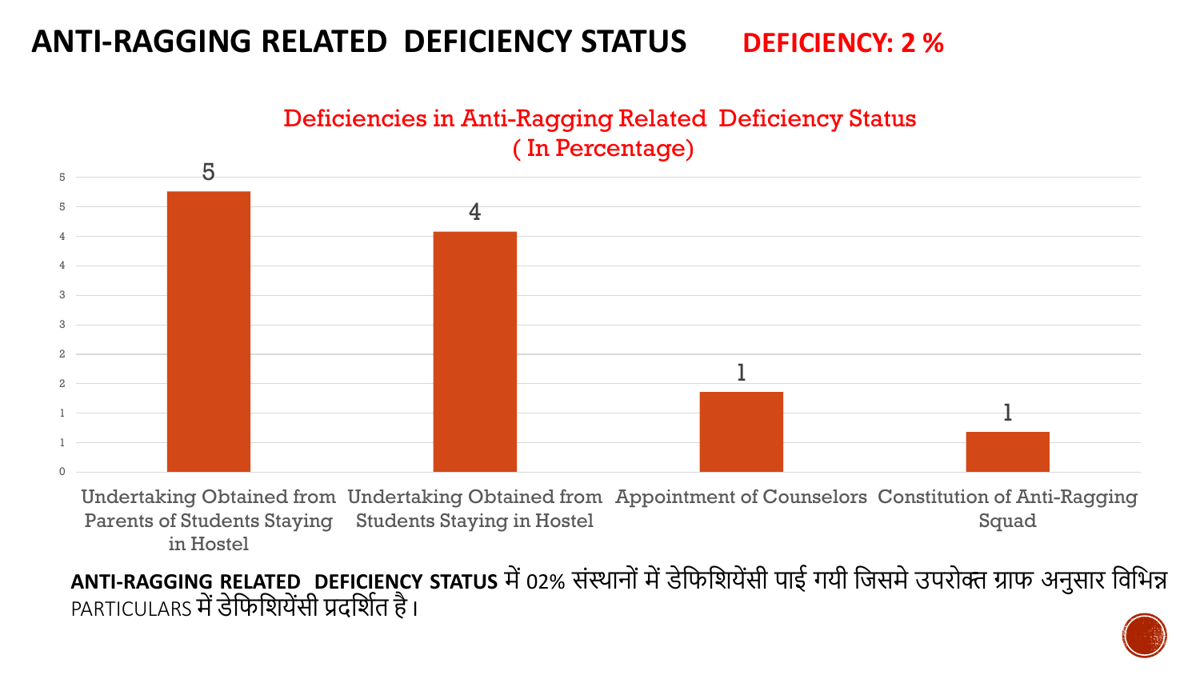# ANTI-RAGGING RELATED DEFICIENCY STATUS **DEFICIENCY: 2 %**

Deficiencies in Anti-Ragging Related Deficiency Status ( In Percentage)

| Particulars | Deficiency (%) |
|---|---|
| Undertaking Obtained from Parents of Students Staying in Hostel | 5 |
| Undertaking Obtained from Students Staying in Hostel | 4 |
| Appointment of Counselors | 1 |
| Constitution of Anti-Ragging Squad | 1 |

**ANTI-RAGGING RELATED DEFICIENCY STATUS** में 02% संस्थानों में डेफिशियेंसी पाई गयी जिसमे उपरोक्त ग्राफ अनुसार विभिन्न PARTICULARS में डेफिशियेंसी प्रदर्शित है।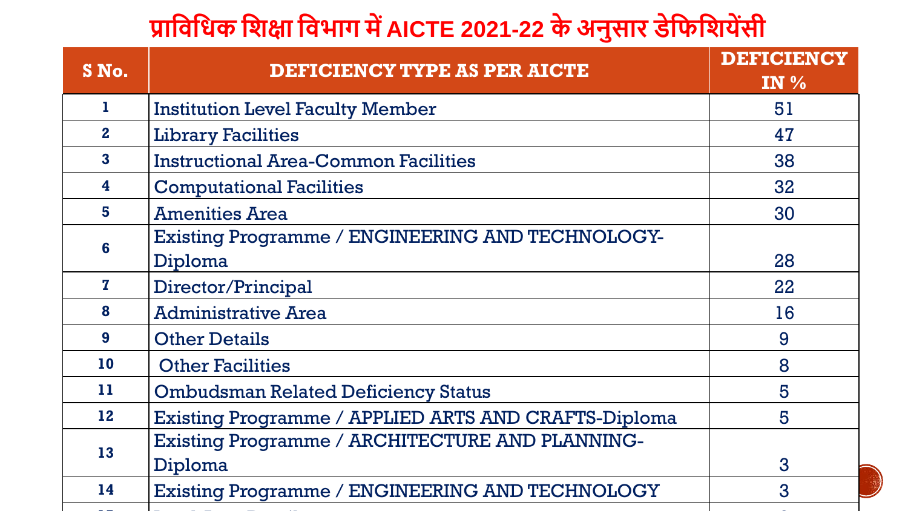# प्राविधिक शिक्षा विभाग में AICTE 2021-22 के अनुसार डेफिशियेंसी

| S No. | DEFICIENCY TYPE AS PER AICTE | DEFICIENCY IN % |
|---|---|---|
| 1 | Institution Level Faculty Member | 51 |
| 2 | Library Facilities | 47 |
| 3 | Instructional Area-Common Facilities | 38 |
| 4 | Computational Facilities | 32 |
| 5 | Amenities Area | 30 |
| 6 | Existing Programme / ENGINEERING AND TECHNOLOGY-Diploma | 28 |
| 7 | Director/Principal | 22 |
| 8 | Administrative Area | 16 |
| 9 | Other Details | 9 |
| 10 | Other Facilities | 8 |
| 11 | Ombudsman Related Deficiency Status | 5 |
| 12 | Existing Programme / APPLIED ARTS AND CRAFTS-Diploma | 5 |
| 13 | Existing Programme / ARCHITECTURE AND PLANNING-Diploma | 3 |
| 14 | Existing Programme / ENGINEERING AND TECHNOLOGY | 3 |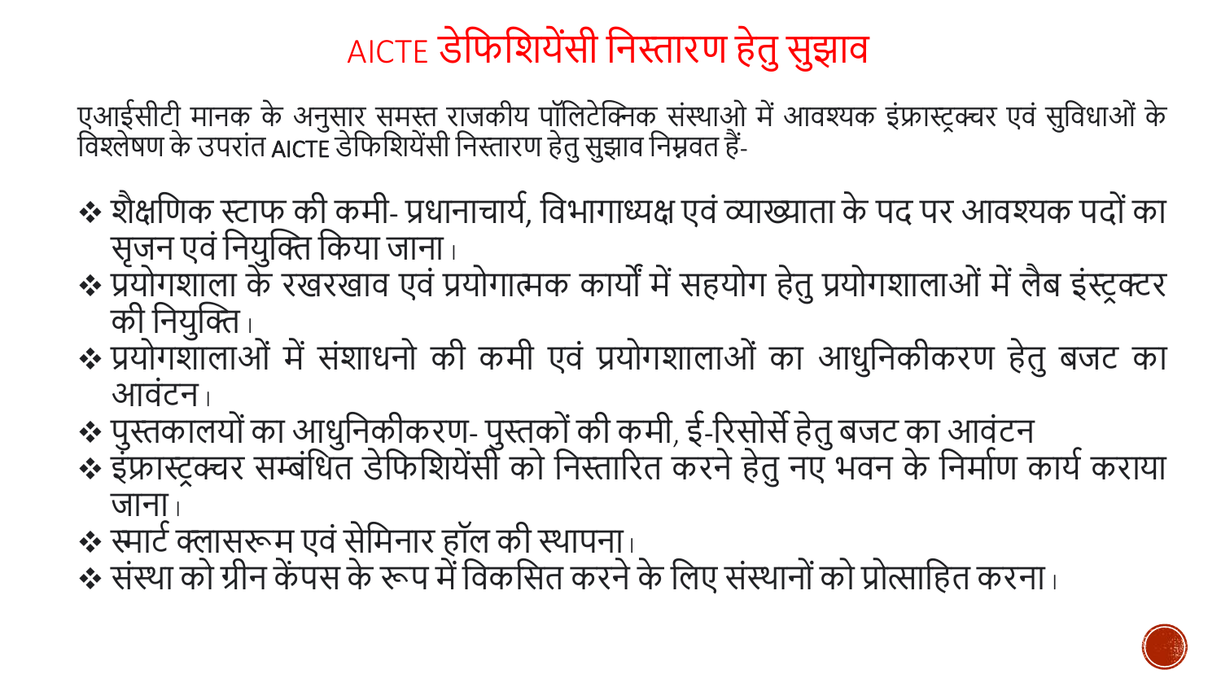# AICTE डेफिशियेंसी निस्तारण हेतु सुझाव

एआईसीटी मानक के अनुसार समस्त राजकीय पॉलिटेक्निक संस्थाओ में आवश्यक इंफ्रास्ट्रक्चर एवं सुविधाओं के विश्लेषण के उपरांत AICTE डेफिशियेंसी निस्तारण हेतु सुझाव निम्नवत हैं-

- शैक्षणिक स्टाफ की कमी- प्रधानाचार्य, विभागाध्यक्ष एवं व्याख्याता के पद पर आवश्यक पदों का सृजन एवं नियुक्ति किया जाना।
- प्रयोगशाला के रखरखाव एवं प्रयोगात्मक कार्यों में सहयोग हेतु प्रयोगशालाओं में लैब इंस्ट्रक्टर की नियुक्ति।
- प्रयोगशालाओं में संशाधनो की कमी एवं प्रयोगशालाओं का आधुनिकीकरण हेतु बजट का आवंटन।
- पुस्तकालयों का आधुनिकीकरण- पुस्तकों की कमी, ई-रिसोर्से हेतु बजट का आवंटन
- इंफ्रास्ट्रक्चर सम्बंधित डेफिशियेंसी को निस्तारित करने हेतु नए भवन के निर्माण कार्य कराया जाना।
- स्मार्ट क्लासरूम एवं सेमिनार हॉल की स्थापना।
- संस्था को ग्रीन केंपस के रूप में विकसित करने के लिए संस्थानों को प्रोत्साहित करना।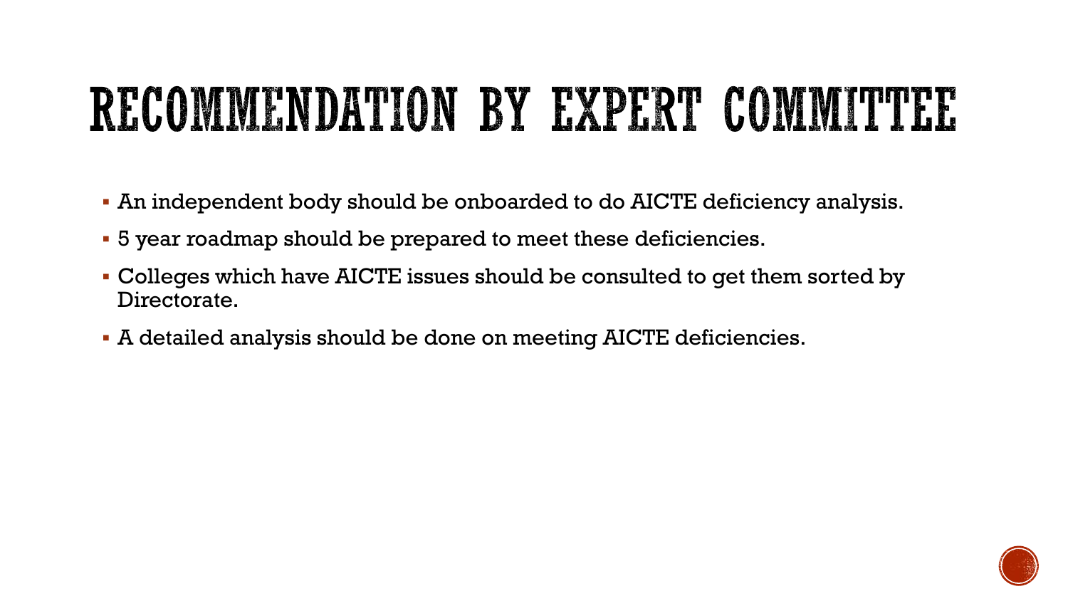# RECOMMENDATION BY EXPERT COMMITTEE

- An independent body should be onboarded to do AICTE deficiency analysis.
- 5 year roadmap should be prepared to meet these deficiencies.
- Colleges which have AICTE issues should be consulted to get them sorted by Directorate.
- A detailed analysis should be done on meeting AICTE deficiencies.